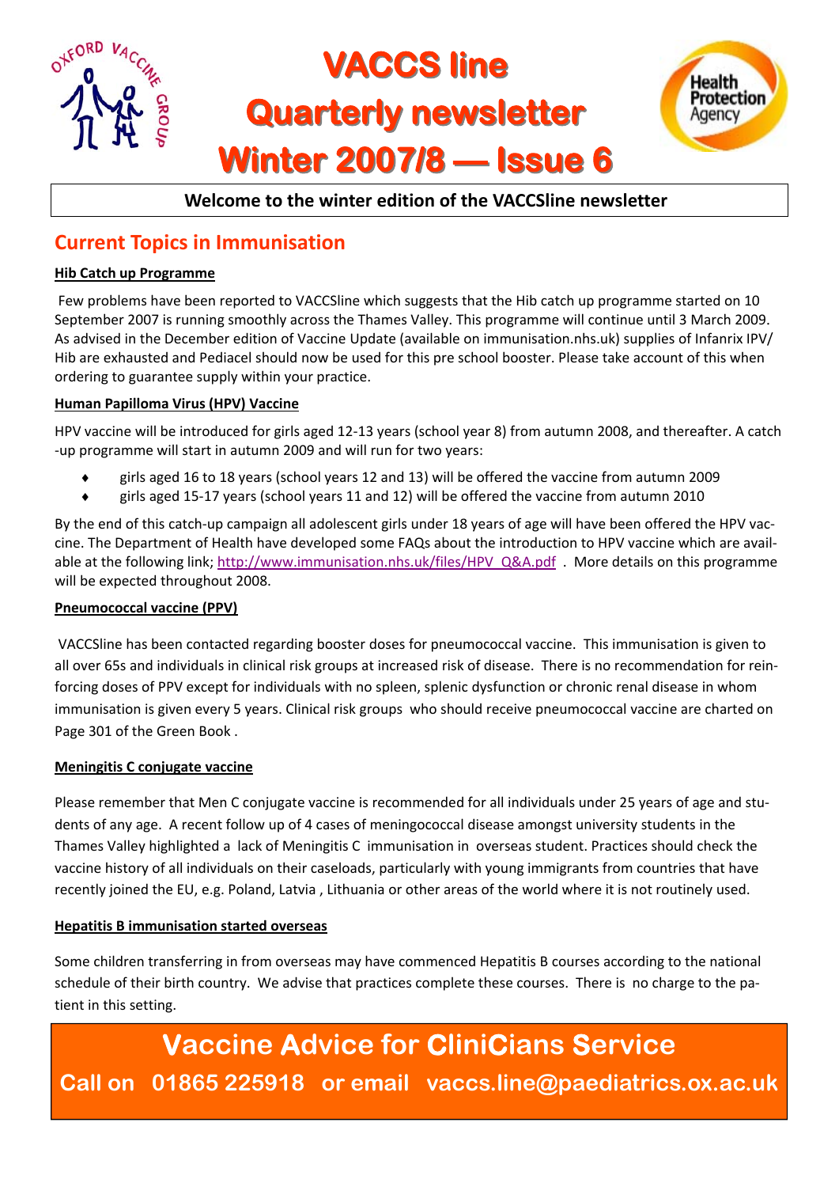# VACCS line
# Quarterly newsletter
# Winter 2007/8 — Issue 6

**Welcome to the winter edition of the VACCSline newsletter**

## Current Topics in Immunisation

**Hib Catch up Programme**

Few problems have been reported to VACCSline which suggests that the Hib catch up programme started on 10 September 2007 is running smoothly across the Thames Valley. This programme will continue until 3 March 2009. As advised in the December edition of Vaccine Update (available on immunisation.nhs.uk) supplies of Infanrix IPV/ Hib are exhausted and Pediacel should now be used for this pre school booster. Please take account of this when ordering to guarantee supply within your practice.

**Human Papilloma Virus (HPV) Vaccine**

HPV vaccine will be introduced for girls aged 12-13 years (school year 8) from autumn 2008, and thereafter. A catch -up programme will start in autumn 2009 and will run for two years:

- girls aged 16 to 18 years (school years 12 and 13) will be offered the vaccine from autumn 2009
- girls aged 15-17 years (school years 11 and 12) will be offered the vaccine from autumn 2010

By the end of this catch-up campaign all adolescent girls under 18 years of age will have been offered the HPV vaccine. The Department of Health have developed some FAQs about the introduction to HPV vaccine which are available at the following link; http://www.immunisation.nhs.uk/files/HPV_Q&A.pdf . More details on this programme will be expected throughout 2008.

**Pneumococcal vaccine (PPV)**

VACCSline has been contacted regarding booster doses for pneumococcal vaccine. This immunisation is given to all over 65s and individuals in clinical risk groups at increased risk of disease. There is no recommendation for reinforcing doses of PPV except for individuals with no spleen, splenic dysfunction or chronic renal disease in whom immunisation is given every 5 years. Clinical risk groups who should receive pneumococcal vaccine are charted on Page 301 of the Green Book .

**Meningitis C conjugate vaccine**

Please remember that Men C conjugate vaccine is recommended for all individuals under 25 years of age and students of any age. A recent follow up of 4 cases of meningococcal disease amongst university students in the Thames Valley highlighted a lack of Meningitis C immunisation in overseas student. Practices should check the vaccine history of all individuals on their caseloads, particularly with young immigrants from countries that have recently joined the EU, e.g. Poland, Latvia , Lithuania or other areas of the world where it is not routinely used.

**Hepatitis B immunisation started overseas**

Some children transferring in from overseas may have commenced Hepatitis B courses according to the national schedule of their birth country. We advise that practices complete these courses. There is no charge to the patient in this setting.

**Vaccine Advice for CliniCians Service**

**Call on 01865 225918 or email vaccs.line@paediatrics.ox.ac.uk**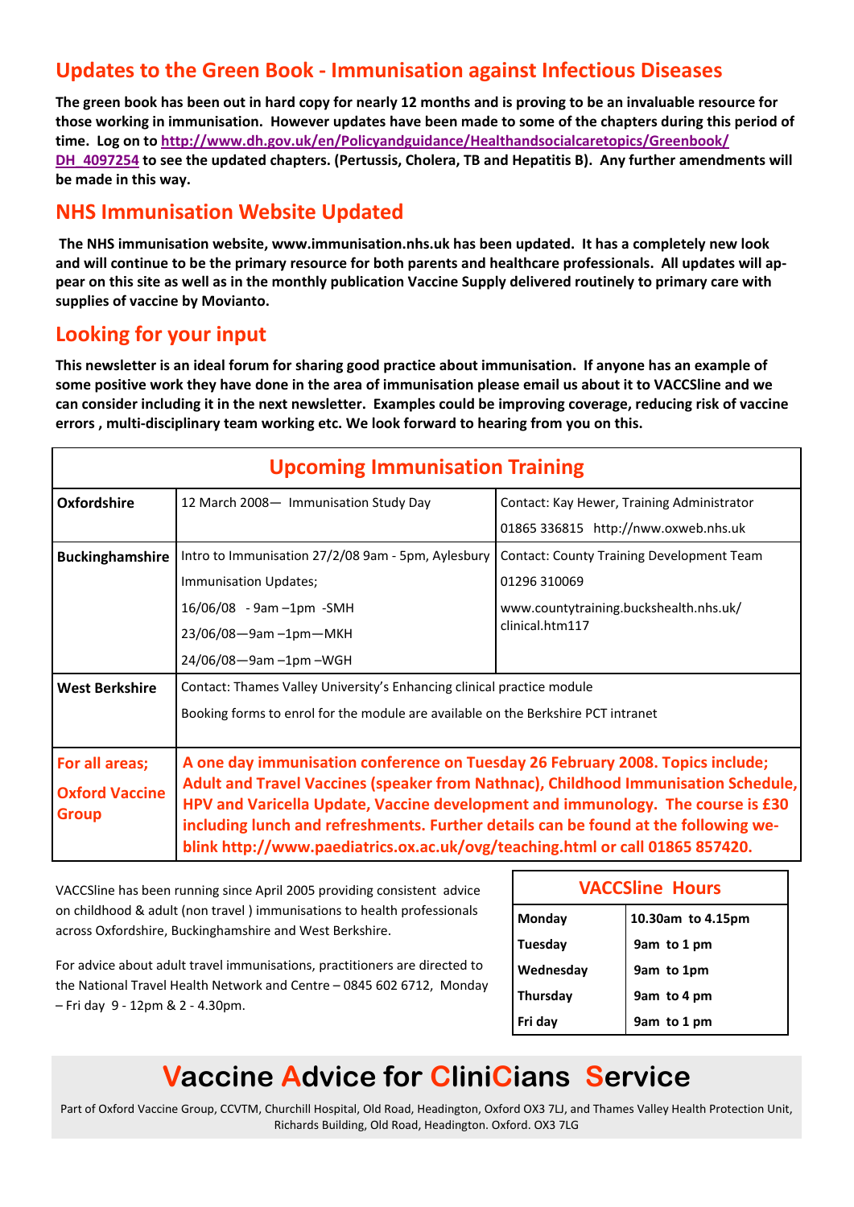## Updates to the Green Book - Immunisation against Infectious Diseases

**The green book has been out in hard copy for nearly 12 months and is proving to be an invaluable resource for those working in immunisation. However updates have been made to some of the chapters during this period of time. Log on to http://www.dh.gov.uk/en/Policyandguidance/Healthandsocialcaretopics/Greenbook/DH_4097254 to see the updated chapters. (Pertussis, Cholera, TB and Hepatitis B). Any further amendments will be made in this way.**

## NHS Immunisation Website Updated

**The NHS immunisation website, www.immunisation.nhs.uk has been updated. It has a completely new look and will continue to be the primary resource for both parents and healthcare professionals. All updates will appear on this site as well as in the monthly publication Vaccine Supply delivered routinely to primary care with supplies of vaccine by Movianto.**

## Looking for your input

**This newsletter is an ideal forum for sharing good practice about immunisation. If anyone has an example of some positive work they have done in the area of immunisation please email us about it to VACCSline and we can consider including it in the next newsletter. Examples could be improving coverage, reducing risk of vaccine errors , multi-disciplinary team working etc. We look forward to hearing from you on this.**

## Upcoming Immunisation Training

| | | |
|---|---|---|
| **Oxfordshire** | 12 March 2008— Immunisation Study Day | Contact: Kay Hewer, Training Administrator<br>01865 336815 http://nww.oxweb.nhs.uk |
| **Buckinghamshire** | Intro to Immunisation 27/2/08 9am - 5pm, Aylesbury<br>Immunisation Updates;<br>16/06/08 - 9am –1pm -SMH<br>23/06/08—9am –1pm—MKH<br>24/06/08—9am –1pm –WGH | Contact: County Training Development Team<br>01296 310069<br>www.countytraining.buckshealth.nhs.uk/clinical.htm117 |
| **West Berkshire** | Contact: Thames Valley University's Enhancing clinical practice module<br>Booking forms to enrol for the module are available on the Berkshire PCT intranet | |
| **For all areas; Oxford Vaccine Group** | **A one day immunisation conference on Tuesday 26 February 2008. Topics include; Adult and Travel Vaccines (speaker from Nathnac), Childhood Immunisation Schedule, HPV and Varicella Update, Vaccine development and immunology. The course is £30 including lunch and refreshments. Further details can be found at the following weblink http://www.paediatrics.ox.ac.uk/ovg/teaching.html or call 01865 857420.** | |

VACCSline has been running since April 2005 providing consistent advice on childhood & adult (non travel ) immunisations to health professionals across Oxfordshire, Buckinghamshire and West Berkshire.

For advice about adult travel immunisations, practitioners are directed to the National Travel Health Network and Centre – 0845 602 6712, Monday – Fri day 9 - 12pm & 2 - 4.30pm.

| VACCSline Hours | |
|---|---|
| **Monday** | **10.30am to 4.15pm** |
| **Tuesday** | **9am to 1 pm** |
| **Wednesday** | **9am to 1pm** |
| **Thursday** | **9am to 4 pm** |
| **Fri day** | **9am to 1 pm** |

# Vaccine Advice for CliniCians Service

Part of Oxford Vaccine Group, CCVTM, Churchill Hospital, Old Road, Headington, Oxford OX3 7LJ, and Thames Valley Health Protection Unit, Richards Building, Old Road, Headington. Oxford. OX3 7LG